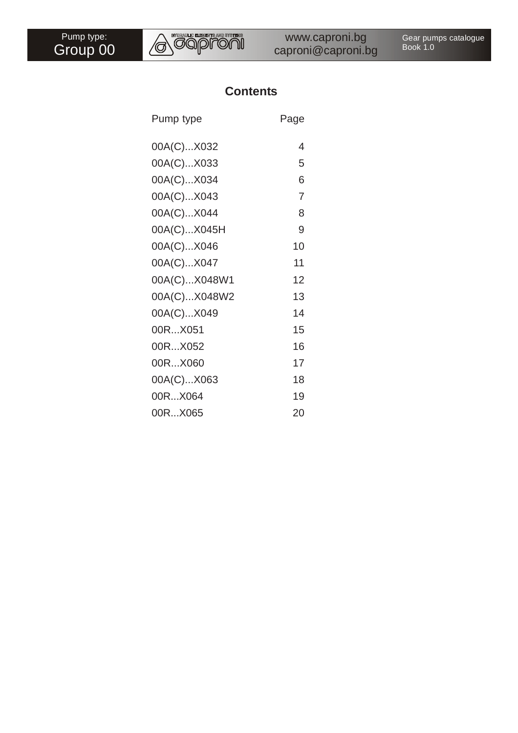# Contents

| Pump type | Page |
|---|---|
| 00A(C)...X032 | 4 |
| 00A(C)...X033 | 5 |
| 00A(C)...X034 | 6 |
| 00A(C)...X043 | 7 |
| 00A(C)...X044 | 8 |
| 00A(C)...X045H | 9 |
| 00A(C)...X046 | 10 |
| 00A(C)...X047 | 11 |
| 00A(C)...X048W1 | 12 |
| 00A(C)...X048W2 | 13 |
| 00A(C)...X049 | 14 |
| 00R...X051 | 15 |
| 00R...X052 | 16 |
| 00R...X060 | 17 |
| 00A(C)...X063 | 18 |
| 00R...X064 | 19 |
| 00R...X065 | 20 |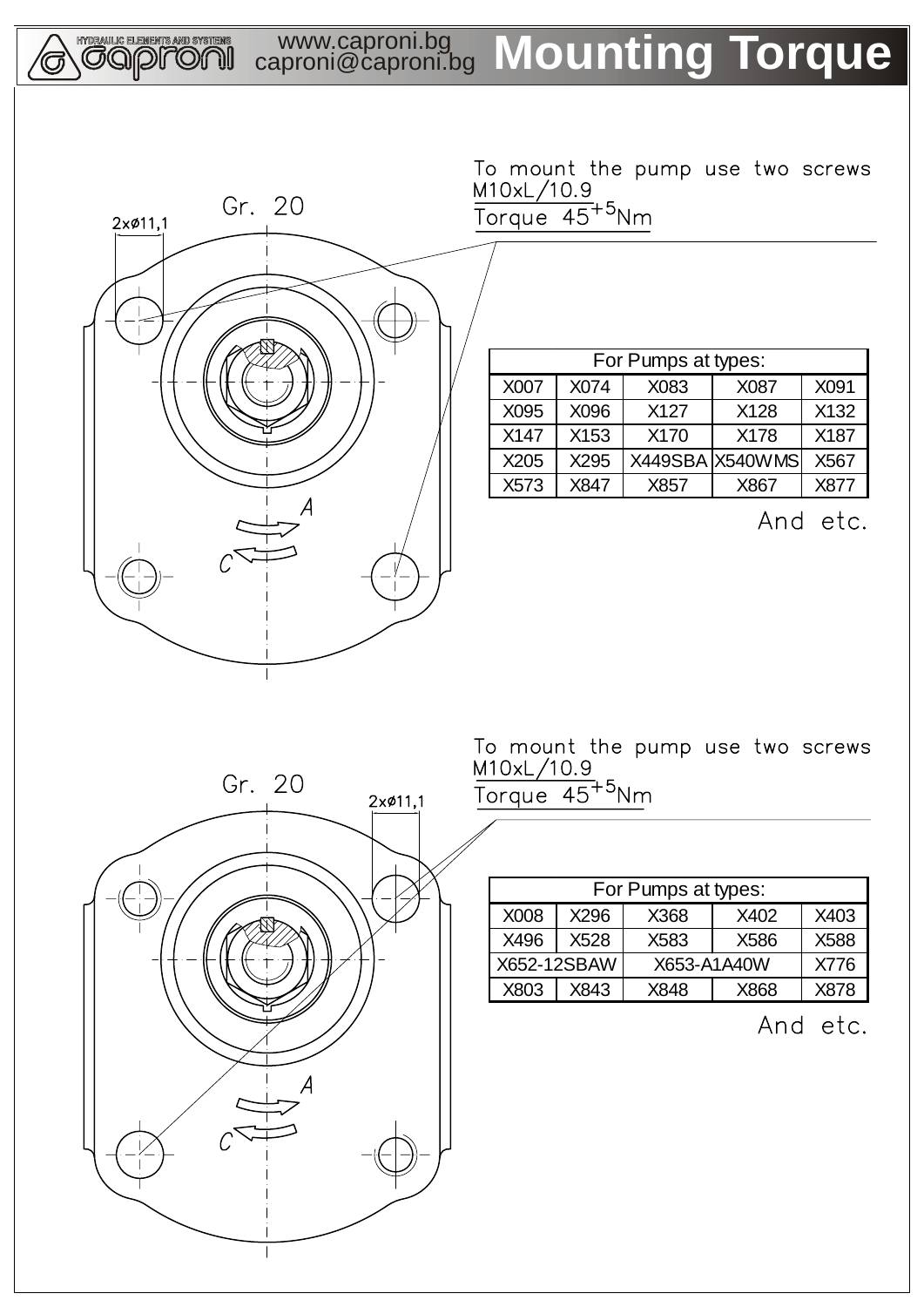# Mounting Torque

Gr. 20

2xø11,1

To mount the pump use two screws M10xL/10.9
Torque $45^{+5}$Nm

| For Pumps at types: | | | | |
|---|---|---|---|---|
| X007 | X074 | X083 | X087 | X091 |
| X095 | X096 | X127 | X128 | X132 |
| X147 | X153 | X170 | X178 | X187 |
| X205 | X295 | X449SBA | X540WMS | X567 |
| X573 | X847 | X857 | X867 | X877 |

And etc.

A

C

Gr. 20

2xø11,1

To mount the pump use two screws M10xL/10.9
Torque $45^{+5}$Nm

| For Pumps at types: | | | | |
|---|---|---|---|---|
| X008 | X296 | X368 | X402 | X403 |
| X496 | X528 | X583 | X586 | X588 |
| X652-12SBAW | | X653-A1A40W | | X776 |
| X803 | X843 | X848 | X868 | X878 |

And etc.

A

C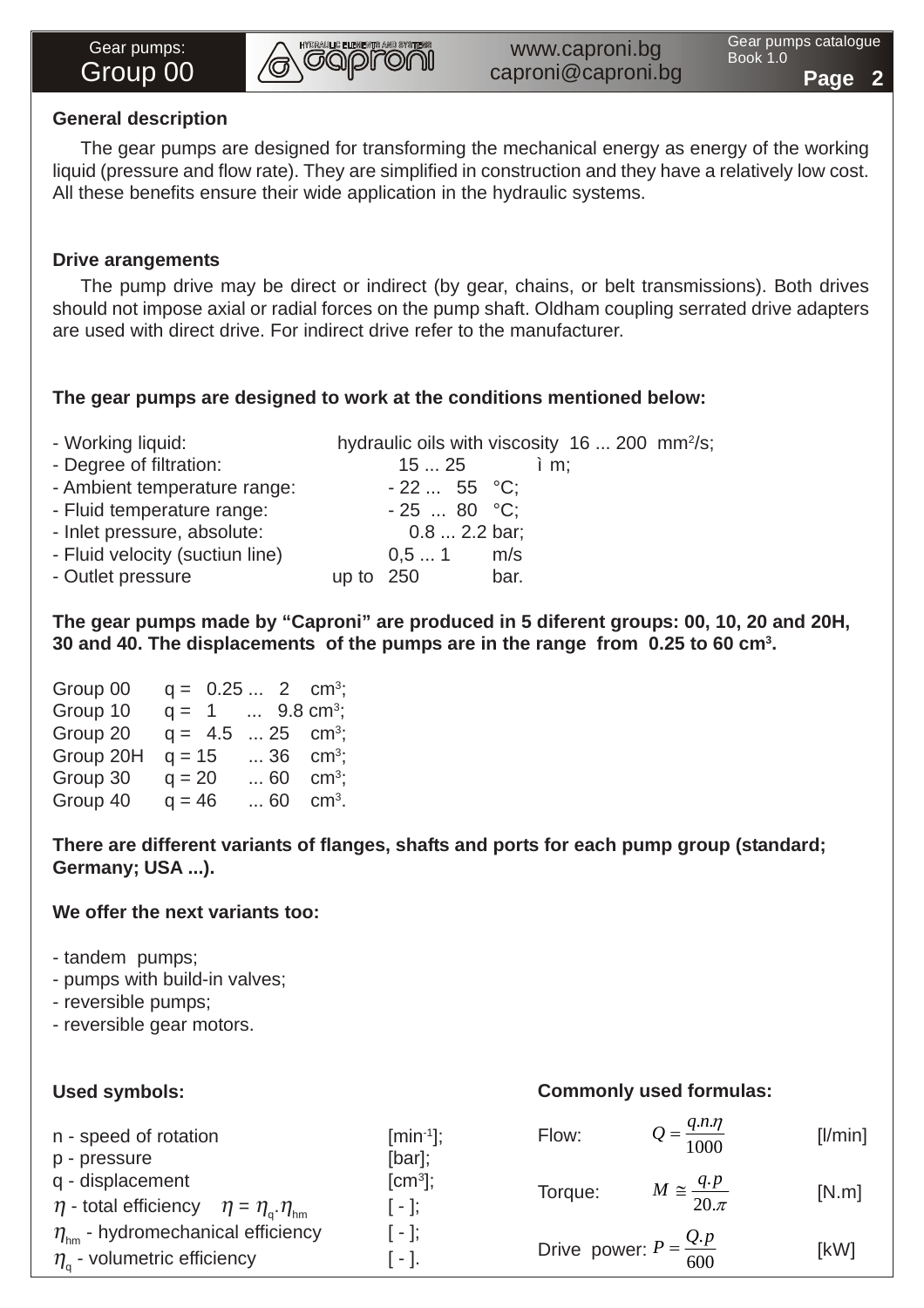## General description

The gear pumps are designed for transforming the mechanical energy as energy of the working liquid (pressure and flow rate). They are simplified in construction and they have a relatively low cost. All these benefits ensure their wide application in the hydraulic systems.

## Drive arangements

The pump drive may be direct or indirect (by gear, chains, or belt transmissions). Both drives should not impose axial or radial forces on the pump shaft. Oldham coupling serrated drive adapters are used with direct drive. For indirect drive refer to the manufacturer.

## The gear pumps are designed to work at the conditions mentioned below:

| | |
|---|---|
| - Working liquid: | hydraulic oils with viscosity 16 ... 200 mm²/s; |
| - Degree of filtration: | 15 ... 25 ì m; |
| - Ambient temperature range: | - 22 ... 55 °C; |
| - Fluid temperature range: | - 25 ... 80 °C; |
| - Inlet pressure, absolute: | 0.8 ... 2.2 bar; |
| - Fluid velocity (suctiun line) | 0,5 ... 1 m/s |
| - Outlet pressure | up to 250 bar. |

**The gear pumps made by “Caproni” are produced in 5 diferent groups: 00, 10, 20 and 20H, 30 and 40. The displacements of the pumps are in the range from 0.25 to 60 cm³.**

| | |
|---|---|
| Group 00 | q = 0.25 ... 2 cm³; |
| Group 10 | q = 1 ... 9.8 cm³; |
| Group 20 | q = 4.5 ... 25 cm³; |
| Group 20H | q = 15 ... 36 cm³; |
| Group 30 | q = 20 ... 60 cm³; |
| Group 40 | q = 46 ... 60 cm³. |

**There are different variants of flanges, shafts and ports for each pump group (standard; Germany; USA ...).**

**We offer the next variants too:**

- tandem pumps;
- pumps with build-in valves;
- reversible pumps;
- reversible gear motors.

**Used symbols:**

| | |
|---|---|
| n - speed of rotation | [min⁻¹]; |
| p - pressure | [bar]; |
| q - displacement | [cm³]; |
| $\eta$ - total efficiency $\eta = \eta_q . \eta_{hm}$ | [ - ]; |
| $\eta_{hm}$ - hydromechanical efficiency | [ - ]; |
| $\eta_q$ - volumetric efficiency | [ - ]. |

**Commonly used formulas:**

| | | |
|---|---|---|
| Flow: | $Q = \frac{q.n.\eta}{1000}$ | [l/min] |
| Torque: | $M \cong \frac{q.p}{20.\pi}$ | [N.m] |
| Drive power: | $P = \frac{Q.p}{600}$ | [kW] |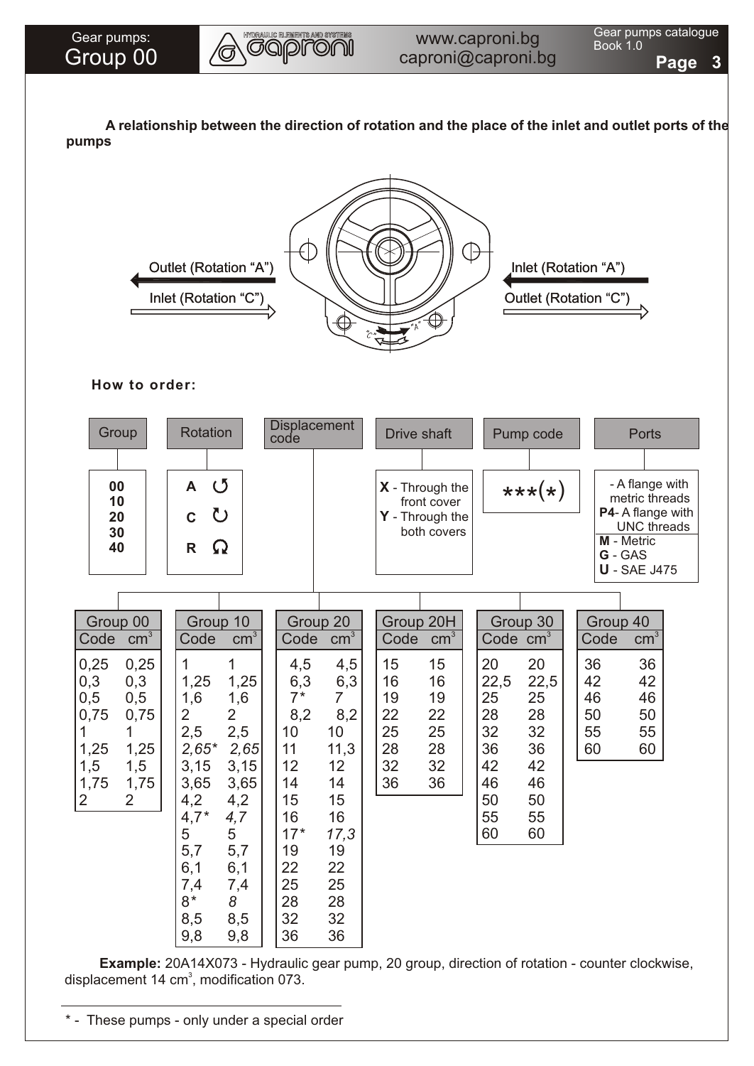**A relationship between the direction of rotation and the place of the inlet and outlet ports of the pumps**

Outlet (Rotation "A")

Inlet (Rotation "C")

Inlet (Rotation "A")

Outlet (Rotation "C")

"C" "A"

**How to order:**

| Group | Rotation | Displacement code | Drive shaft | Pump code | Ports |
|---|---|---|---|---|---|
| 00<br>10<br>20<br>30<br>40 | A ↺<br>C ↻<br>R | | **X** - Through the front cover<br>**Y** - Through the both covers | ***(*) | - A flange with metric threads<br>**P4**- A flange with UNC threads<br>**M** - Metric<br>**G** - GAS<br>**U** - SAE J475 |

| Group 00 | | Group 10 | | Group 20 | | Group 20H | | Group 30 | | Group 40 | |
|---|---|---|---|---|---|---|---|---|---|---|---|
| Code | $cm^3$ | Code | $cm^3$ | Code | $cm^3$ | Code | $cm^3$ | Code | $cm^3$ | Code | $cm^3$ |
| 0,25 | 0,25 | 1 | 1 | 4,5 | 4,5 | 15 | 15 | 20 | 20 | 36 | 36 |
| 0,3 | 0,3 | 1,25 | 1,25 | 6,3 | 6,3 | 16 | 16 | 22,5 | 22,5 | 42 | 42 |
| 0,5 | 0,5 | 1,6 | 1,6 | 7* | 7 | 19 | 19 | 25 | 25 | 46 | 46 |
| 0,75 | 0,75 | 2 | 2 | 8,2 | 8,2 | 22 | 22 | 28 | 28 | 50 | 50 |
| 1 | 1 | 2,5 | 2,5 | 10 | 10 | 25 | 25 | 32 | 32 | 55 | 55 |
| 1,25 | 1,25 | *2,65** | *2,65* | 11 | 11,3 | 28 | 28 | 36 | 36 | 60 | 60 |
| 1,5 | 1,5 | 3,15 | 3,15 | 12 | 12 | 32 | 32 | 42 | 42 | | |
| 1,75 | 1,75 | 3,65 | 3,65 | 14 | 14 | 36 | 36 | 46 | 46 | | |
| 2 | 2 | 4,2 | 4,2 | 15 | 15 | | | 50 | 50 | | |
| | | *4,7** | *4,7* | 16 | 16 | | | 55 | 55 | | |
| | | 5 | 5 | 17* | *17,3* | | | 60 | 60 | | |
| | | 5,7 | 5,7 | 19 | 19 | | | | | | |
| | | 6,1 | 6,1 | 22 | 22 | | | | | | |
| | | 7,4 | 7,4 | 25 | 25 | | | | | | |
| | | 8* | *8* | 28 | 28 | | | | | | |
| | | 8,5 | 8,5 | 32 | 32 | | | | | | |
| | | 9,8 | 9,8 | 36 | 36 | | | | | | |

**Example:** 20A14X073 - Hydraulic gear pump, 20 group, direction of rotation - counter clockwise, displacement 14 $cm^3$, modification 073.

\* - These pumps - only under a special order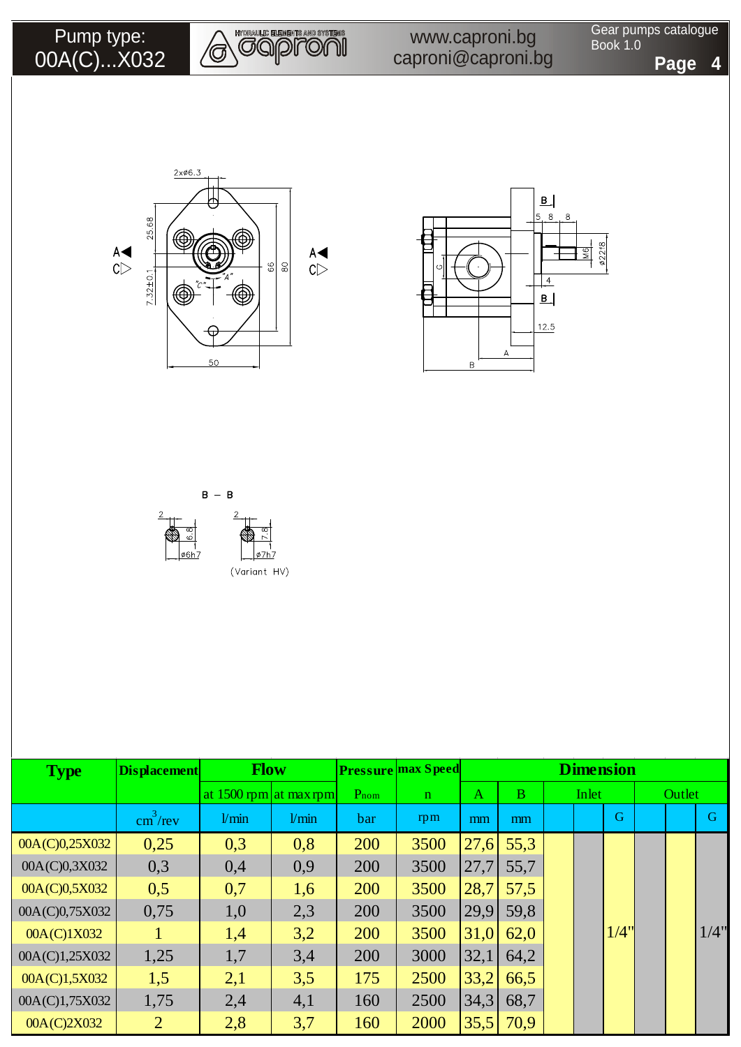Pump type: 00A(C)...X032

B – B

(Variant HV)

| Type | Displacement | Flow | | Pressure | max Speed | Dimension | | | | | | | |
|---|---|---|---|---|---|---|---|---|---|---|---|---|---|
| | | at 1500 rpm | at max rpm | $P_{nom}$ | n | A | B | Inlet | | | Outlet | | |
| | $cm^3/rev$ | l/min | l/min | bar | rpm | mm | mm | | | G | | | G |
| 00A(C)0,25X032 | 0,25 | 0,3 | 0,8 | 200 | 3500 | 27,6 | 55,3 | | | 1/4" | | | 1/4" |
| 00A(C)0,3X032 | 0,3 | 0,4 | 0,9 | 200 | 3500 | 27,7 | 55,7 | | | 1/4" | | | 1/4" |
| 00A(C)0,5X032 | 0,5 | 0,7 | 1,6 | 200 | 3500 | 28,7 | 57,5 | | | 1/4" | | | 1/4" |
| 00A(C)0,75X032 | 0,75 | 1,0 | 2,3 | 200 | 3500 | 29,9 | 59,8 | | | 1/4" | | | 1/4" |
| 00A(C)1X032 | 1 | 1,4 | 3,2 | 200 | 3500 | 31,0 | 62,0 | | | 1/4" | | | 1/4" |
| 00A(C)1,25X032 | 1,25 | 1,7 | 3,4 | 200 | 3000 | 32,1 | 64,2 | | | 1/4" | | | 1/4" |
| 00A(C)1,5X032 | 1,5 | 2,1 | 3,5 | 175 | 2500 | 33,2 | 66,5 | | | 1/4" | | | 1/4" |
| 00A(C)1,75X032 | 1,75 | 2,4 | 4,1 | 160 | 2500 | 34,3 | 68,7 | | | 1/4" | | | 1/4" |
| 00A(C)2X032 | 2 | 2,8 | 3,7 | 160 | 2000 | 35,5 | 70,9 | | | 1/4" | | | 1/4" |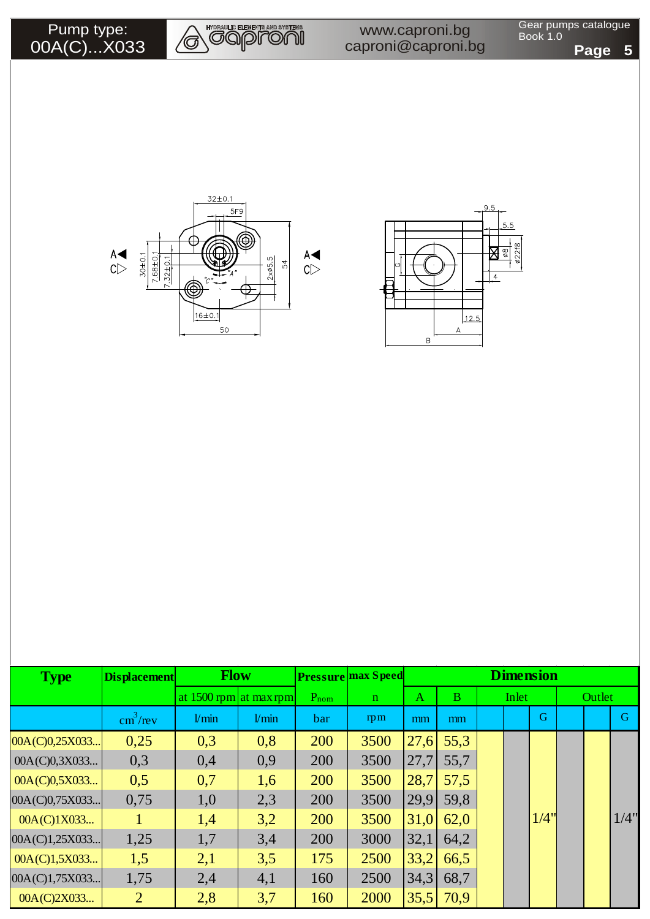Pump type:
00A(C)...X033

32±0.1
5F9
A◀
C▷
30±0.1
7.68±0.1
7.32±0.1
"C"
"A"
2xø5.5
54
16±0.1
50

9.5
5.5
ø8
ø22f8
G
4
12.5
A
B

| Type | Displacement | Flow | | Pressure | max Speed | Dimension | | | | | | | |
|---|---|---|---|---|---|---|---|---|---|---|---|---|---|
| | | at 1500 rpm | at max rpm | $P_{nom}$ | n | A | B | Inlet | | | Outlet | | |
| | $cm^3/rev$ | l/min | l/min | bar | rpm | mm | mm | | | G | | | G |
| 00A(C)0,25X033... | 0,25 | 0,3 | 0,8 | 200 | 3500 | 27,6 | 55,3 | | | | | | |
| 00A(C)0,3X033... | 0,3 | 0,4 | 0,9 | 200 | 3500 | 27,7 | 55,7 | | | | | | |
| 00A(C)0,5X033... | 0,5 | 0,7 | 1,6 | 200 | 3500 | 28,7 | 57,5 | | | | | | |
| 00A(C)0,75X033... | 0,75 | 1,0 | 2,3 | 200 | 3500 | 29,9 | 59,8 | | | | | | |
| 00A(C)1X033... | 1 | 1,4 | 3,2 | 200 | 3500 | 31,0 | 62,0 | | | 1/4" | | | 1/4" |
| 00A(C)1,25X033... | 1,25 | 1,7 | 3,4 | 200 | 3000 | 32,1 | 64,2 | | | | | | |
| 00A(C)1,5X033... | 1,5 | 2,1 | 3,5 | 175 | 2500 | 33,2 | 66,5 | | | | | | |
| 00A(C)1,75X033... | 1,75 | 2,4 | 4,1 | 160 | 2500 | 34,3 | 68,7 | | | | | | |
| 00A(C)2X033... | 2 | 2,8 | 3,7 | 160 | 2000 | 35,5 | 70,9 | | | | | | |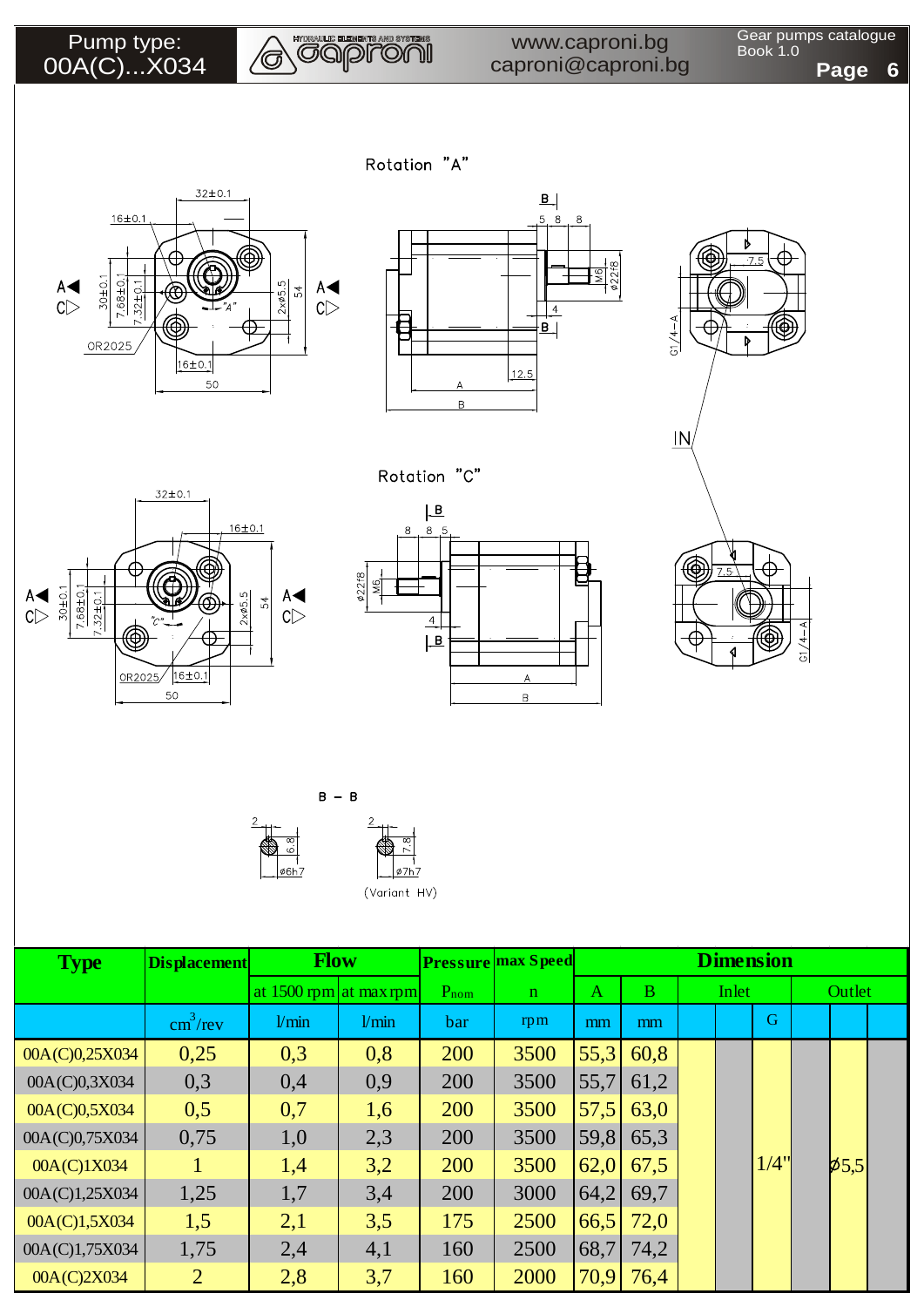Pump type: 00A(C)...X034

Rotation "A"

Rotation "C"

B – B

(Variant HV)

| Type | Displacement | Flow | | Pressure | max Speed | Dimension | | | | | | | |
|---|---|---|---|---|---|---|---|---|---|---|---|---|---|
| | | at 1500 rpm | at max rpm | $P_{nom}$ | n | A | B | Inlet | | | Outlet | | |
| | $cm^3$/rev | l/min | l/min | bar | rpm | mm | mm | | | G | | | |
| 00A(C)0,25X034 | 0,25 | 0,3 | 0,8 | 200 | 3500 | 55,3 | 60,8 | | | 1/4" | | ⌀5,5 | |
| 00A(C)0,3X034 | 0,3 | 0,4 | 0,9 | 200 | 3500 | 55,7 | 61,2 | | | 1/4" | | ⌀5,5 | |
| 00A(C)0,5X034 | 0,5 | 0,7 | 1,6 | 200 | 3500 | 57,5 | 63,0 | | | 1/4" | | ⌀5,5 | |
| 00A(C)0,75X034 | 0,75 | 1,0 | 2,3 | 200 | 3500 | 59,8 | 65,3 | | | 1/4" | | ⌀5,5 | |
| 00A(C)1X034 | 1 | 1,4 | 3,2 | 200 | 3500 | 62,0 | 67,5 | | | 1/4" | | ⌀5,5 | |
| 00A(C)1,25X034 | 1,25 | 1,7 | 3,4 | 200 | 3000 | 64,2 | 69,7 | | | 1/4" | | ⌀5,5 | |
| 00A(C)1,5X034 | 1,5 | 2,1 | 3,5 | 175 | 2500 | 66,5 | 72,0 | | | 1/4" | | ⌀5,5 | |
| 00A(C)1,75X034 | 1,75 | 2,4 | 4,1 | 160 | 2500 | 68,7 | 74,2 | | | 1/4" | | ⌀5,5 | |
| 00A(C)2X034 | 2 | 2,8 | 3,7 | 160 | 2000 | 70,9 | 76,4 | | | 1/4" | | ⌀5,5 | |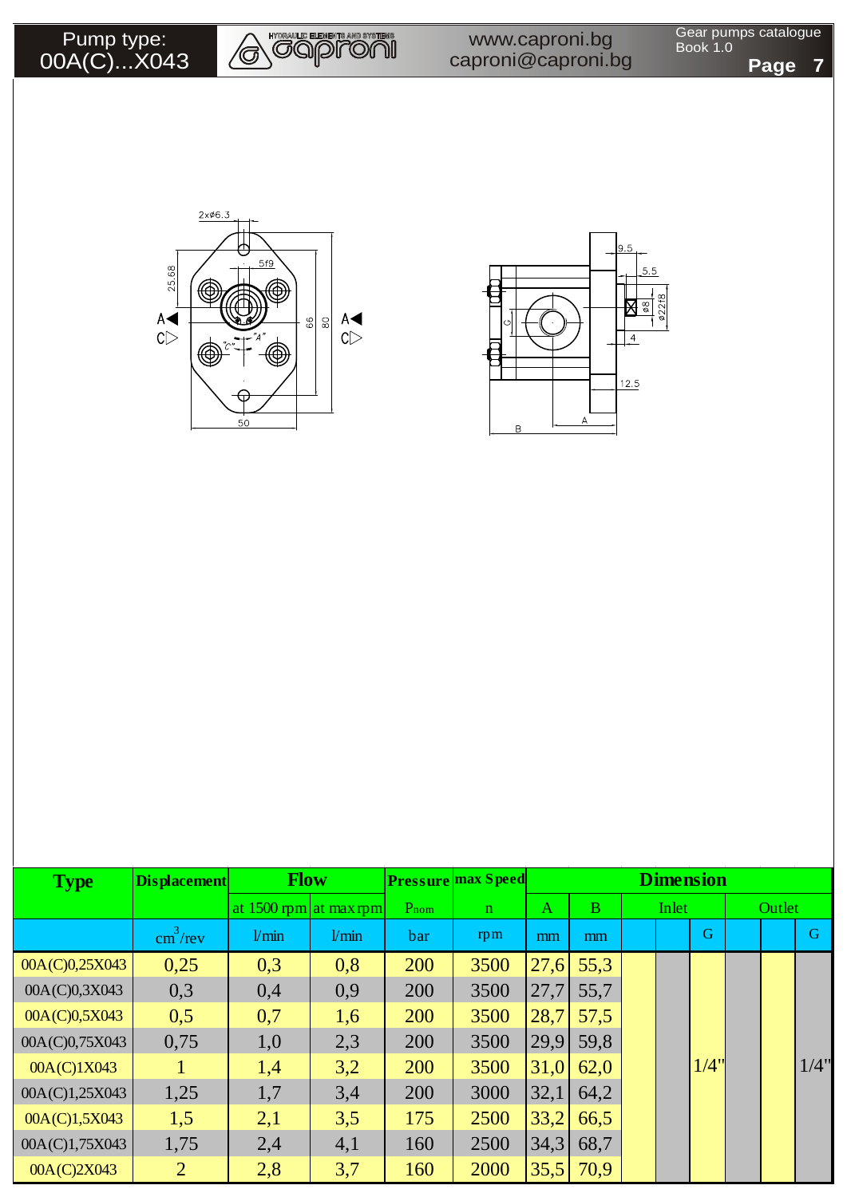# Pump type: 00A(C)...X043

| Type | Displacement | Flow | | Pressure | max Speed | Dimension | | | | | | | |
|---|---|---|---|---|---|---|---|---|---|---|---|---|---|
| | | at 1500 rpm | at max rpm | $P_{nom}$ | n | A | B | Inlet | | | Outlet | | |
| | $cm^3$/rev | l/min | l/min | bar | rpm | mm | mm | | | G | | | G |
| 00A(C)0,25X043 | 0,25 | 0,3 | 0,8 | 200 | 3500 | 27,6 | 55,3 | | | | | | |
| 00A(C)0,3X043 | 0,3 | 0,4 | 0,9 | 200 | 3500 | 27,7 | 55,7 | | | | | | |
| 00A(C)0,5X043 | 0,5 | 0,7 | 1,6 | 200 | 3500 | 28,7 | 57,5 | | | | | | |
| 00A(C)0,75X043 | 0,75 | 1,0 | 2,3 | 200 | 3500 | 29,9 | 59,8 | | | | | | |
| 00A(C)1X043 | 1 | 1,4 | 3,2 | 200 | 3500 | 31,0 | 62,0 | | | 1/4" | | | 1/4" |
| 00A(C)1,25X043 | 1,25 | 1,7 | 3,4 | 200 | 3000 | 32,1 | 64,2 | | | | | | |
| 00A(C)1,5X043 | 1,5 | 2,1 | 3,5 | 175 | 2500 | 33,2 | 66,5 | | | | | | |
| 00A(C)1,75X043 | 1,75 | 2,4 | 4,1 | 160 | 2500 | 34,3 | 68,7 | | | | | | |
| 00A(C)2X043 | 2 | 2,8 | 3,7 | 160 | 2000 | 35,5 | 70,9 | | | | | | |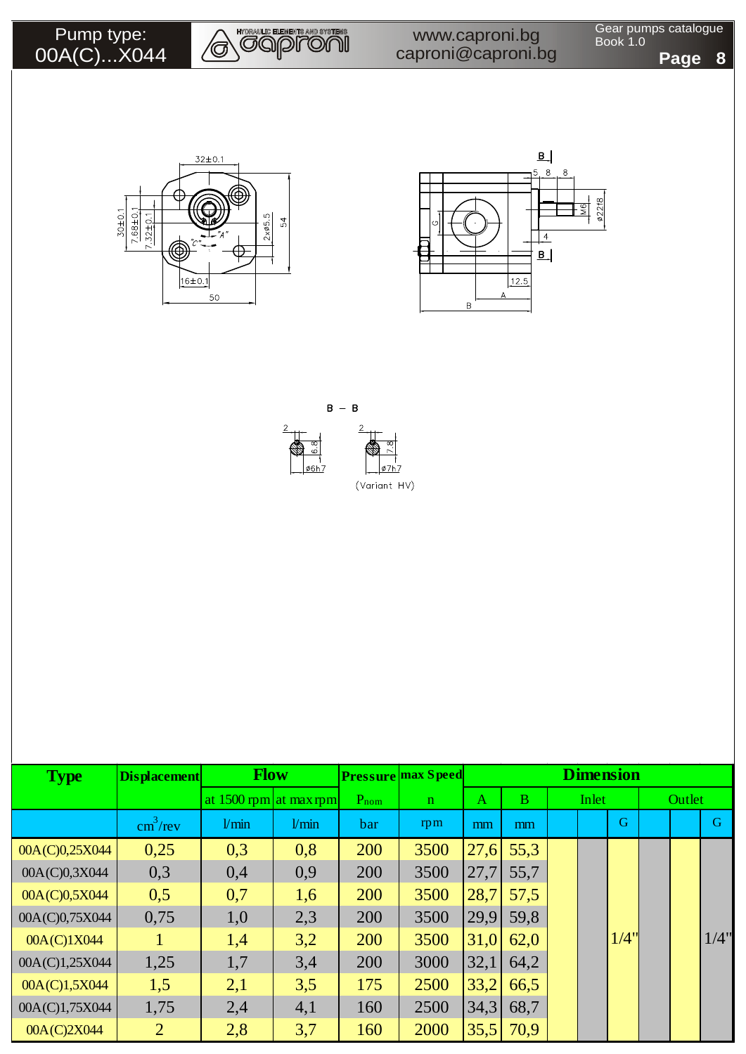32±0.1

30±0.1

7.68±0.1

7.32±0.1

2xø5.5

54

"C"

"A"

16±0.1

50

B

5 8 8

G

M6

ø22f8

4

B

12.5

A

B

B – B

2

6.8

ø6h7

2

7.8

ø7h7

(Variant HV)

| Type | Displacement | Flow | | Pressure | max Speed | Dimension | | | | | | | |
|---|---|---|---|---|---|---|---|---|---|---|---|---|---|
| | | at 1500 rpm | at max rpm | $P_{nom}$ | n | A | B | Inlet | | | Outlet | | |
| | $cm^3/rev$ | l/min | l/min | bar | rpm | mm | mm | | | G | | | G |
| 00A(C)0,25X044 | 0,25 | 0,3 | 0,8 | 200 | 3500 | 27,6 | 55,3 | | | 1/4" | | | 1/4" |
| 00A(C)0,3X044 | 0,3 | 0,4 | 0,9 | 200 | 3500 | 27,7 | 55,7 | | | 1/4" | | | 1/4" |
| 00A(C)0,5X044 | 0,5 | 0,7 | 1,6 | 200 | 3500 | 28,7 | 57,5 | | | 1/4" | | | 1/4" |
| 00A(C)0,75X044 | 0,75 | 1,0 | 2,3 | 200 | 3500 | 29,9 | 59,8 | | | 1/4" | | | 1/4" |
| 00A(C)1X044 | 1 | 1,4 | 3,2 | 200 | 3500 | 31,0 | 62,0 | | | 1/4" | | | 1/4" |
| 00A(C)1,25X044 | 1,25 | 1,7 | 3,4 | 200 | 3000 | 32,1 | 64,2 | | | 1/4" | | | 1/4" |
| 00A(C)1,5X044 | 1,5 | 2,1 | 3,5 | 175 | 2500 | 33,2 | 66,5 | | | 1/4" | | | 1/4" |
| 00A(C)1,75X044 | 1,75 | 2,4 | 4,1 | 160 | 2500 | 34,3 | 68,7 | | | 1/4" | | | 1/4" |
| 00A(C)2X044 | 2 | 2,8 | 3,7 | 160 | 2000 | 35,5 | 70,9 | | | 1/4" | | | 1/4" |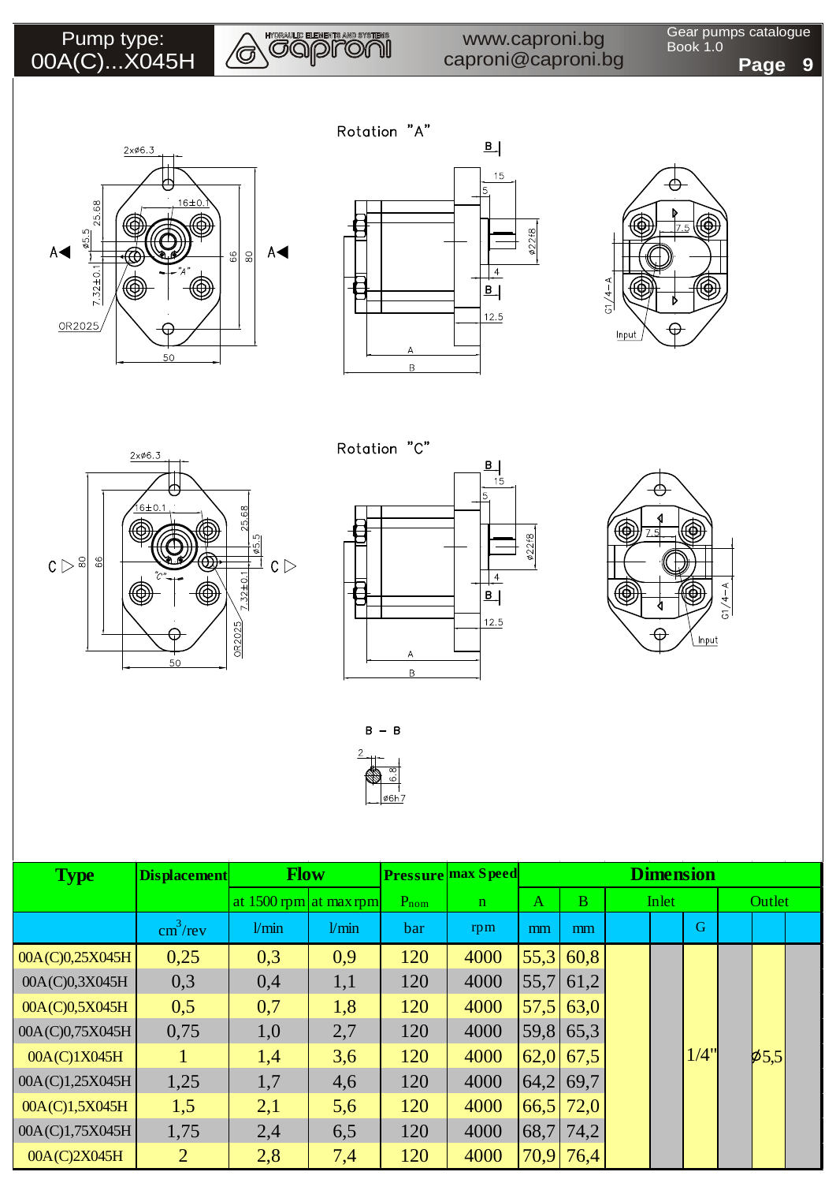Rotation "A"

2xø6.3

16±0.1

25.68

ø5.5

7.32±0.1

OR2025

"A"

66

80

50

A

B

15

5

ø22f8

4

12.5

7.5

G1/4-A

Input

Rotation "C"

2xø6.3

16±0.1

25.68

ø5.5

7.32±0.1

OR2025

"C"

80

66

50

B - B

2

6.8

ø6h7

| Type | Displacement | Flow | | Pressure | max Speed | Dimension | | | |
|---|---|---|---|---|---|---|---|---|---|
| | | at 1500 rpm | at max rpm | $P_{nom}$ | n | A | B | Inlet | Outlet |
| | $cm^3$/rev | l/min | l/min | bar | rpm | mm | mm | G | |
| 00A(C)0,25X045H | 0,25 | 0,3 | 0,9 | 120 | 4000 | 55,3 | 60,8 | 1/4" | ø5,5 |
| 00A(C)0,3X045H | 0,3 | 0,4 | 1,1 | 120 | 4000 | 55,7 | 61,2 | 1/4" | ø5,5 |
| 00A(C)0,5X045H | 0,5 | 0,7 | 1,8 | 120 | 4000 | 57,5 | 63,0 | 1/4" | ø5,5 |
| 00A(C)0,75X045H | 0,75 | 1,0 | 2,7 | 120 | 4000 | 59,8 | 65,3 | 1/4" | ø5,5 |
| 00A(C)1X045H | 1 | 1,4 | 3,6 | 120 | 4000 | 62,0 | 67,5 | 1/4" | ø5,5 |
| 00A(C)1,25X045H | 1,25 | 1,7 | 4,6 | 120 | 4000 | 64,2 | 69,7 | 1/4" | ø5,5 |
| 00A(C)1,5X045H | 1,5 | 2,1 | 5,6 | 120 | 4000 | 66,5 | 72,0 | 1/4" | ø5,5 |
| 00A(C)1,75X045H | 1,75 | 2,4 | 6,5 | 120 | 4000 | 68,7 | 74,2 | 1/4" | ø5,5 |
| 00A(C)2X045H | 2 | 2,8 | 7,4 | 120 | 4000 | 70,9 | 76,4 | 1/4" | ø5,5 |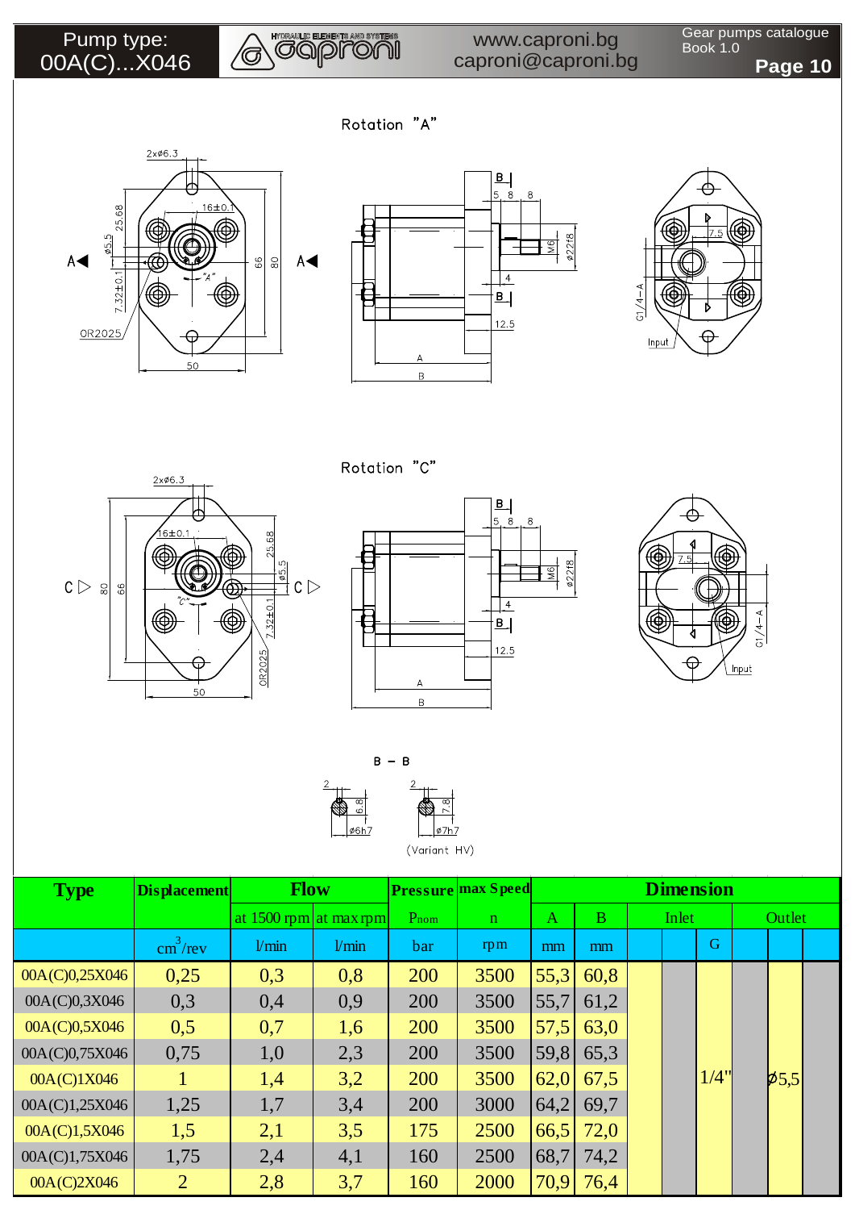Rotation "A"

2xø6.3, 16±0.1, 25.68, ø5.5, 7.32±0.1, OR2025, 50, 66, 80, "A", A◀

B, 5, 8, 8, M6, ø22f8, 4, 12.5, A, B

7.5, G1/4–A, Input

Rotation "C"

2xø6.3, 16±0.1, 25.68, ø5.5, 7.32±0.1, OR2025, 50, 66, 80, "C", C▷

B, 5, 8, 8, M6, ø22f8, 4, 12.5, A, B

7.5, G1/4–A, Input

B – B

2, 6.8, ø6h7

2, 7.8, ø7h7

(Variant HV)

| Type | Displacement | Flow | | Pressure | max Speed | Dimension | | | |
|---|---|---|---|---|---|---|---|---|---|
| | | at 1500 rpm | at max rpm | $P_{nom}$ | n | A | B | Inlet | Outlet |
| | $cm^3$/rev | l/min | l/min | bar | rpm | mm | mm | G | |
| 00A(C)0,25X046 | 0,25 | 0,3 | 0,8 | 200 | 3500 | 55,3 | 60,8 | 1/4" | ø5,5 |
| 00A(C)0,3X046 | 0,3 | 0,4 | 0,9 | 200 | 3500 | 55,7 | 61,2 | 1/4" | ø5,5 |
| 00A(C)0,5X046 | 0,5 | 0,7 | 1,6 | 200 | 3500 | 57,5 | 63,0 | 1/4" | ø5,5 |
| 00A(C)0,75X046 | 0,75 | 1,0 | 2,3 | 200 | 3500 | 59,8 | 65,3 | 1/4" | ø5,5 |
| 00A(C)1X046 | 1 | 1,4 | 3,2 | 200 | 3500 | 62,0 | 67,5 | 1/4" | ø5,5 |
| 00A(C)1,25X046 | 1,25 | 1,7 | 3,4 | 200 | 3000 | 64,2 | 69,7 | 1/4" | ø5,5 |
| 00A(C)1,5X046 | 1,5 | 2,1 | 3,5 | 175 | 2500 | 66,5 | 72,0 | 1/4" | ø5,5 |
| 00A(C)1,75X046 | 1,75 | 2,4 | 4,1 | 160 | 2500 | 68,7 | 74,2 | 1/4" | ø5,5 |
| 00A(C)2X046 | 2 | 2,8 | 3,7 | 160 | 2000 | 70,9 | 76,4 | 1/4" | ø5,5 |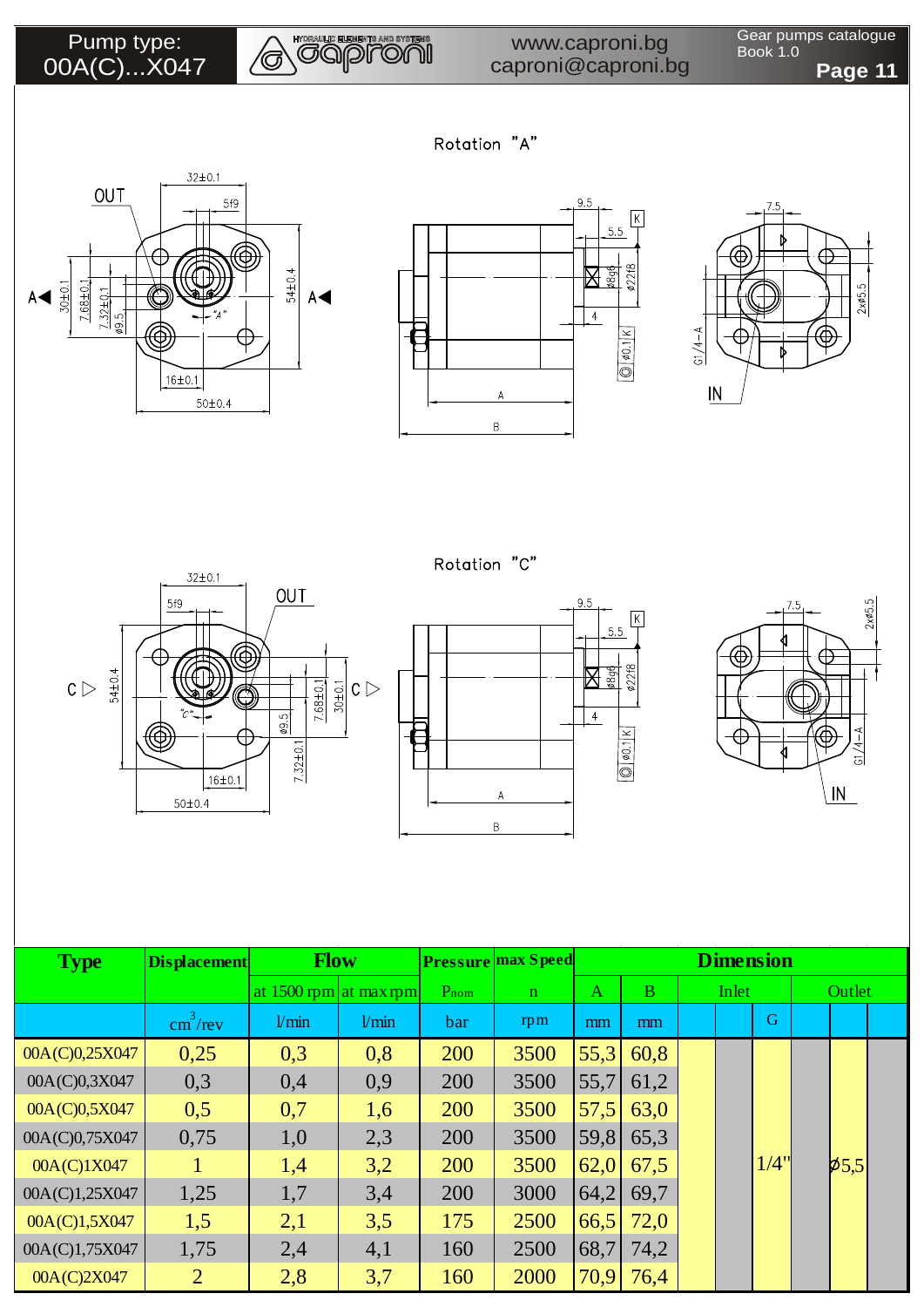## Rotation "A"

OUT

32±0.1

5f9

A◀ 30±0.1 7.68±0.1 7.32±0.1 ø9.5

"A"

54±0.4 A◀

16±0.1

50±0.4

9.5

5.5 K

ø8g6 ø22f8

4

ø0.1 K

A

B

7.5

2xø5.5

G1/4-A

IN

## Rotation "C"

32±0.1

5f9

OUT

C ▷ 54±0.4

"C"

ø9.5 7.68±0.1 30±0.1 C ▷

7.32±0.1

16±0.1

50±0.4

9.5

5.5 K

ø8g6 ø22f8

4

ø0.1 K

A

B

7.5

2xø5.5

G1/4-A

IN

| Type | Displacement | Flow | | Pressure | max Speed | Dimension | | | | | | | |
|---|---|---|---|---|---|---|---|---|---|---|---|---|---|
| | | at 1500 rpm | at max rpm | $P_{nom}$ | n | A | B | Inlet | | | Outlet | | |
| | $cm^3$/rev | l/min | l/min | bar | rpm | mm | mm | | | G | | | |
| 00A(C)0,25X047 | 0,25 | 0,3 | 0,8 | 200 | 3500 | 55,3 | 60,8 | | | 1/4" | | ø5,5 | |
| 00A(C)0,3X047 | 0,3 | 0,4 | 0,9 | 200 | 3500 | 55,7 | 61,2 | | | 1/4" | | ø5,5 | |
| 00A(C)0,5X047 | 0,5 | 0,7 | 1,6 | 200 | 3500 | 57,5 | 63,0 | | | 1/4" | | ø5,5 | |
| 00A(C)0,75X047 | 0,75 | 1,0 | 2,3 | 200 | 3500 | 59,8 | 65,3 | | | 1/4" | | ø5,5 | |
| 00A(C)1X047 | 1 | 1,4 | 3,2 | 200 | 3500 | 62,0 | 67,5 | | | 1/4" | | ø5,5 | |
| 00A(C)1,25X047 | 1,25 | 1,7 | 3,4 | 200 | 3000 | 64,2 | 69,7 | | | 1/4" | | ø5,5 | |
| 00A(C)1,5X047 | 1,5 | 2,1 | 3,5 | 175 | 2500 | 66,5 | 72,0 | | | 1/4" | | ø5,5 | |
| 00A(C)1,75X047 | 1,75 | 2,4 | 4,1 | 160 | 2500 | 68,7 | 74,2 | | | 1/4" | | ø5,5 | |
| 00A(C)2X047 | 2 | 2,8 | 3,7 | 160 | 2000 | 70,9 | 76,4 | | | 1/4" | | ø5,5 | |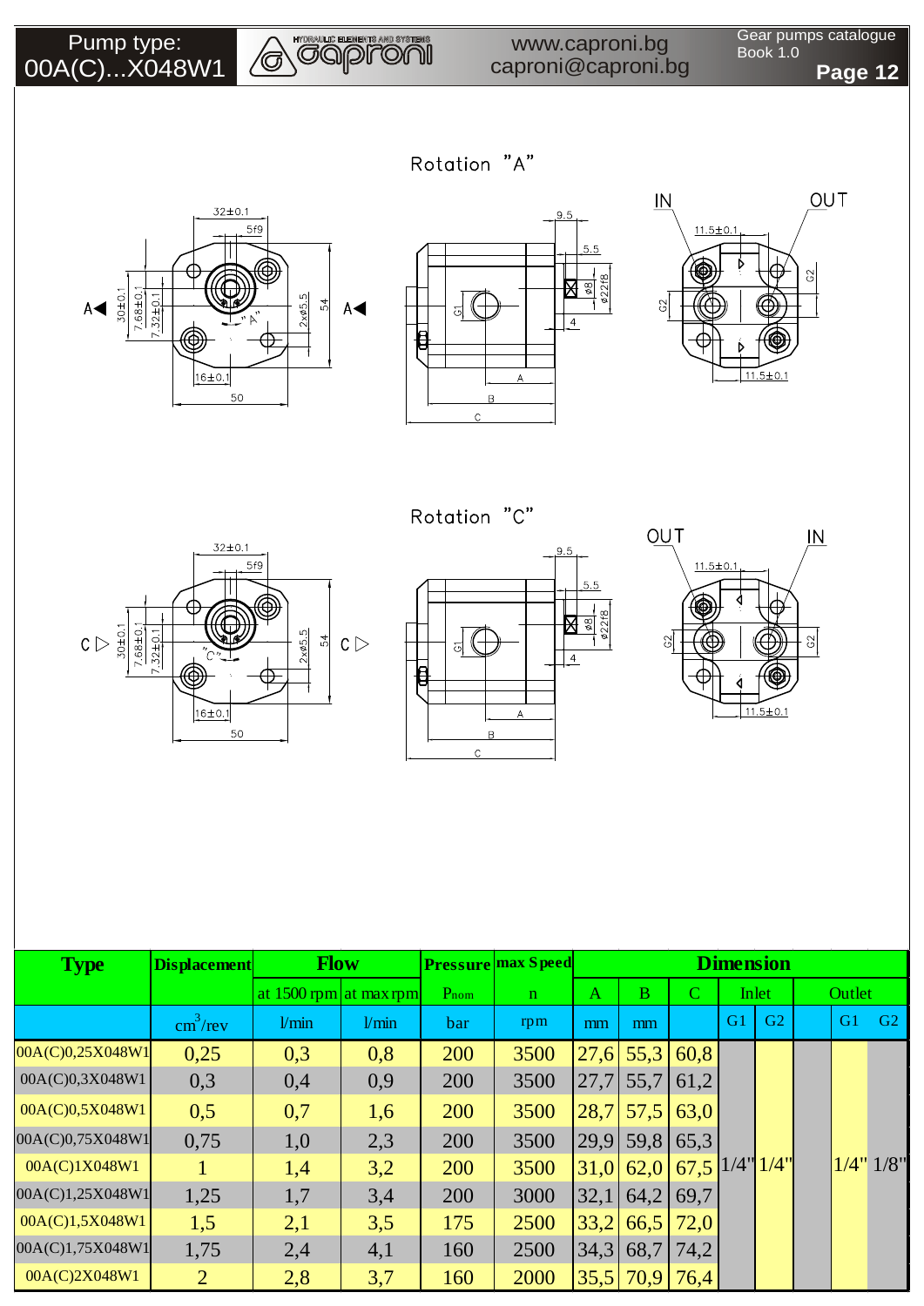# Pump type: 00A(C)...X048W1

Rotation "A"

Rotation "C"

| Type | Displacement | Flow | | Pressure | max Speed | Dimension | | | | | | | |
|---|---|---|---|---|---|---|---|---|---|---|---|---|---|
| | | at 1500 rpm | at max rpm | $P_{nom}$ | n | A | B | C | Inlet | | | Outlet | |
| | $cm^3$/rev | l/min | l/min | bar | rpm | mm | mm | | G1 | G2 | | G1 | G2 |
| 00A(C)0,25X048W1 | 0,25 | 0,3 | 0,8 | 200 | 3500 | 27,6 | 55,3 | 60,8 | 1/4" | 1/4" | | 1/4" | 1/8" |
| 00A(C)0,3X048W1 | 0,3 | 0,4 | 0,9 | 200 | 3500 | 27,7 | 55,7 | 61,2 | 1/4" | 1/4" | | 1/4" | 1/8" |
| 00A(C)0,5X048W1 | 0,5 | 0,7 | 1,6 | 200 | 3500 | 28,7 | 57,5 | 63,0 | 1/4" | 1/4" | | 1/4" | 1/8" |
| 00A(C)0,75X048W1 | 0,75 | 1,0 | 2,3 | 200 | 3500 | 29,9 | 59,8 | 65,3 | 1/4" | 1/4" | | 1/4" | 1/8" |
| 00A(C)1X048W1 | 1 | 1,4 | 3,2 | 200 | 3500 | 31,0 | 62,0 | 67,5 | 1/4" | 1/4" | | 1/4" | 1/8" |
| 00A(C)1,25X048W1 | 1,25 | 1,7 | 3,4 | 200 | 3000 | 32,1 | 64,2 | 69,7 | 1/4" | 1/4" | | 1/4" | 1/8" |
| 00A(C)1,5X048W1 | 1,5 | 2,1 | 3,5 | 175 | 2500 | 33,2 | 66,5 | 72,0 | 1/4" | 1/4" | | 1/4" | 1/8" |
| 00A(C)1,75X048W1 | 1,75 | 2,4 | 4,1 | 160 | 2500 | 34,3 | 68,7 | 74,2 | 1/4" | 1/4" | | 1/4" | 1/8" |
| 00A(C)2X048W1 | 2 | 2,8 | 3,7 | 160 | 2000 | 35,5 | 70,9 | 76,4 | 1/4" | 1/4" | | 1/4" | 1/8" |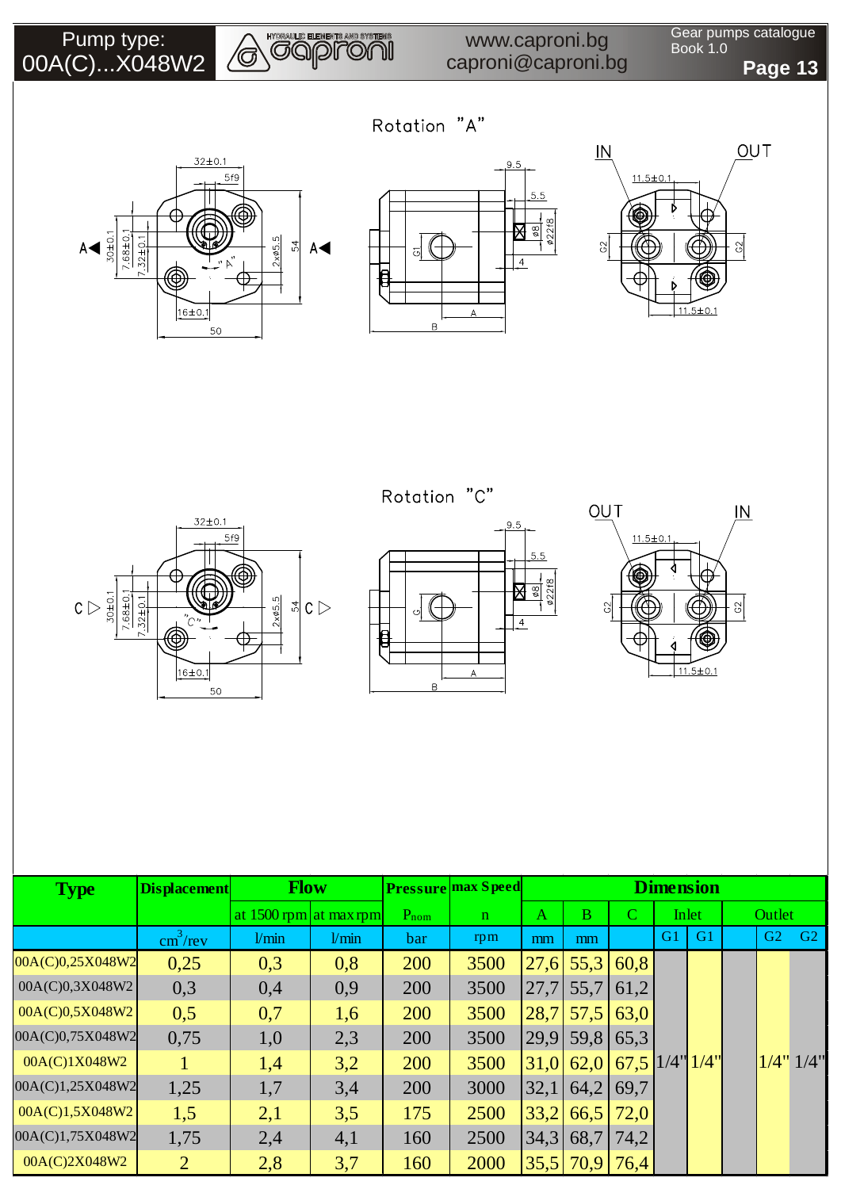Pump type: 00A(C)...X048W2

Rotation "A"

A◀ 32±0.1 5f9 30±0.1 7.68±0.1 7.32±0.1 2xø5.5 54 A◀ 16±0.1 50

9.5 5.5 G1 ø8 ø22f8 4 A B

IN OUT 11.5±0.1 G2 G2 11.5±0.1

Rotation "C"

C▷ 32±0.1 5f9 30±0.1 7.68±0.1 7.32±0.1 2xø5.5 54 C▷ 16±0.1 50

9.5 5.5 G ø8 ø22f8 4 A B

OUT IN 11.5±0.1 G2 G2 11.5±0.1

| Type | Displacement | Flow | | Pressure | max Speed | Dimension | | | | | | |
|---|---|---|---|---|---|---|---|---|---|---|---|---|
| | | at 1500 rpm | at max rpm | $P_{nom}$ | n | A | B | C | Inlet | | Outlet | |
| | $cm^3/rev$ | l/min | l/min | bar | rpm | mm | mm | | G1 | G1 | G2 | G2 |
| 00A(C)0,25X048W2 | 0,25 | 0,3 | 0,8 | 200 | 3500 | 27,6 | 55,3 | 60,8 | | | | |
| 00A(C)0,3X048W2 | 0,3 | 0,4 | 0,9 | 200 | 3500 | 27,7 | 55,7 | 61,2 | | | | |
| 00A(C)0,5X048W2 | 0,5 | 0,7 | 1,6 | 200 | 3500 | 28,7 | 57,5 | 63,0 | | | | |
| 00A(C)0,75X048W2 | 0,75 | 1,0 | 2,3 | 200 | 3500 | 29,9 | 59,8 | 65,3 | | | | |
| 00A(C)1X048W2 | 1 | 1,4 | 3,2 | 200 | 3500 | 31,0 | 62,0 | 67,5 | 1/4" | 1/4" | 1/4" | 1/4" |
| 00A(C)1,25X048W2 | 1,25 | 1,7 | 3,4 | 200 | 3000 | 32,1 | 64,2 | 69,7 | | | | |
| 00A(C)1,5X048W2 | 1,5 | 2,1 | 3,5 | 175 | 2500 | 33,2 | 66,5 | 72,0 | | | | |
| 00A(C)1,75X048W2 | 1,75 | 2,4 | 4,1 | 160 | 2500 | 34,3 | 68,7 | 74,2 | | | | |
| 00A(C)2X048W2 | 2 | 2,8 | 3,7 | 160 | 2000 | 35,5 | 70,9 | 76,4 | | | | |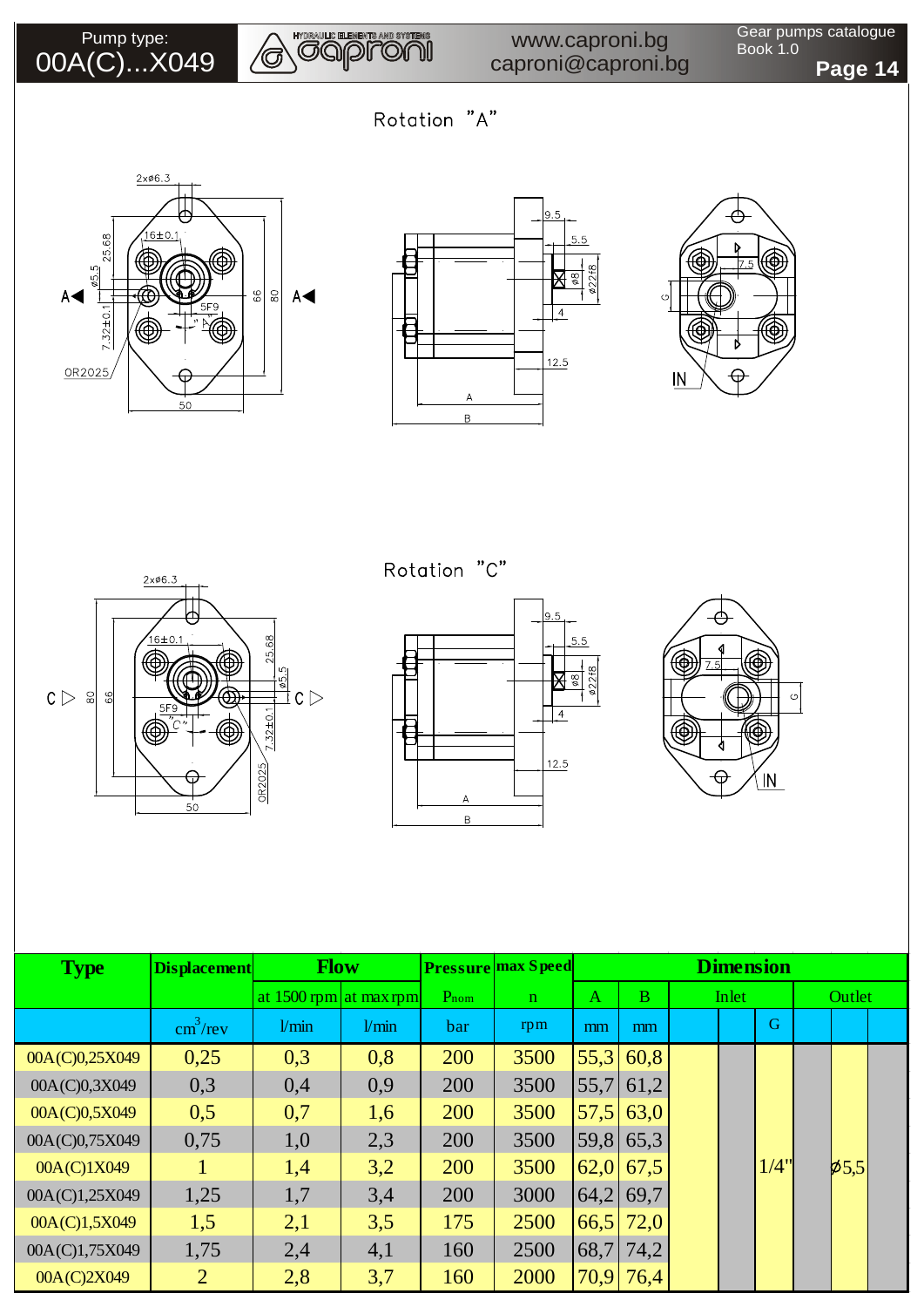## Rotation "A"

2xø6.3

16±0.1

25.68

ø5.5

7.32±0.1

OR2025

5F9

66

80

50

A

9.5

5.5

ø8

ø22f8

4

12.5

A

B

7.5

G

IN

## Rotation "C"

2xø6.3

16±0.1

25.68

ø5.5

7.32±0.1

OR2025

5F9

80

66

50

C

9.5

5.5

ø8

ø22f8

4

12.5

A

B

7.5

G

IN

| Type | Displacement | Flow | | Pressure | max Speed | Dimension | | | | | | | |
|---|---|---|---|---|---|---|---|---|---|---|---|---|---|
| | | at 1500 rpm | at max rpm | $P_{nom}$ | n | A | B | Inlet | | | Outlet | | |
| | $cm^3$/rev | l/min | l/min | bar | rpm | mm | mm | | | G | | | |
| 00A(C)0,25X049 | 0,25 | 0,3 | 0,8 | 200 | 3500 | 55,3 | 60,8 | | | | | | |
| 00A(C)0,3X049 | 0,3 | 0,4 | 0,9 | 200 | 3500 | 55,7 | 61,2 | | | | | | |
| 00A(C)0,5X049 | 0,5 | 0,7 | 1,6 | 200 | 3500 | 57,5 | 63,0 | | | | | | |
| 00A(C)0,75X049 | 0,75 | 1,0 | 2,3 | 200 | 3500 | 59,8 | 65,3 | | | | | | |
| 00A(C)1X049 | 1 | 1,4 | 3,2 | 200 | 3500 | 62,0 | 67,5 | | | 1/4" | | ø5,5 | |
| 00A(C)1,25X049 | 1,25 | 1,7 | 3,4 | 200 | 3000 | 64,2 | 69,7 | | | | | | |
| 00A(C)1,5X049 | 1,5 | 2,1 | 3,5 | 175 | 2500 | 66,5 | 72,0 | | | | | | |
| 00A(C)1,75X049 | 1,75 | 2,4 | 4,1 | 160 | 2500 | 68,7 | 74,2 | | | | | | |
| 00A(C)2X049 | 2 | 2,8 | 3,7 | 160 | 2000 | 70,9 | 76,4 | | | | | | |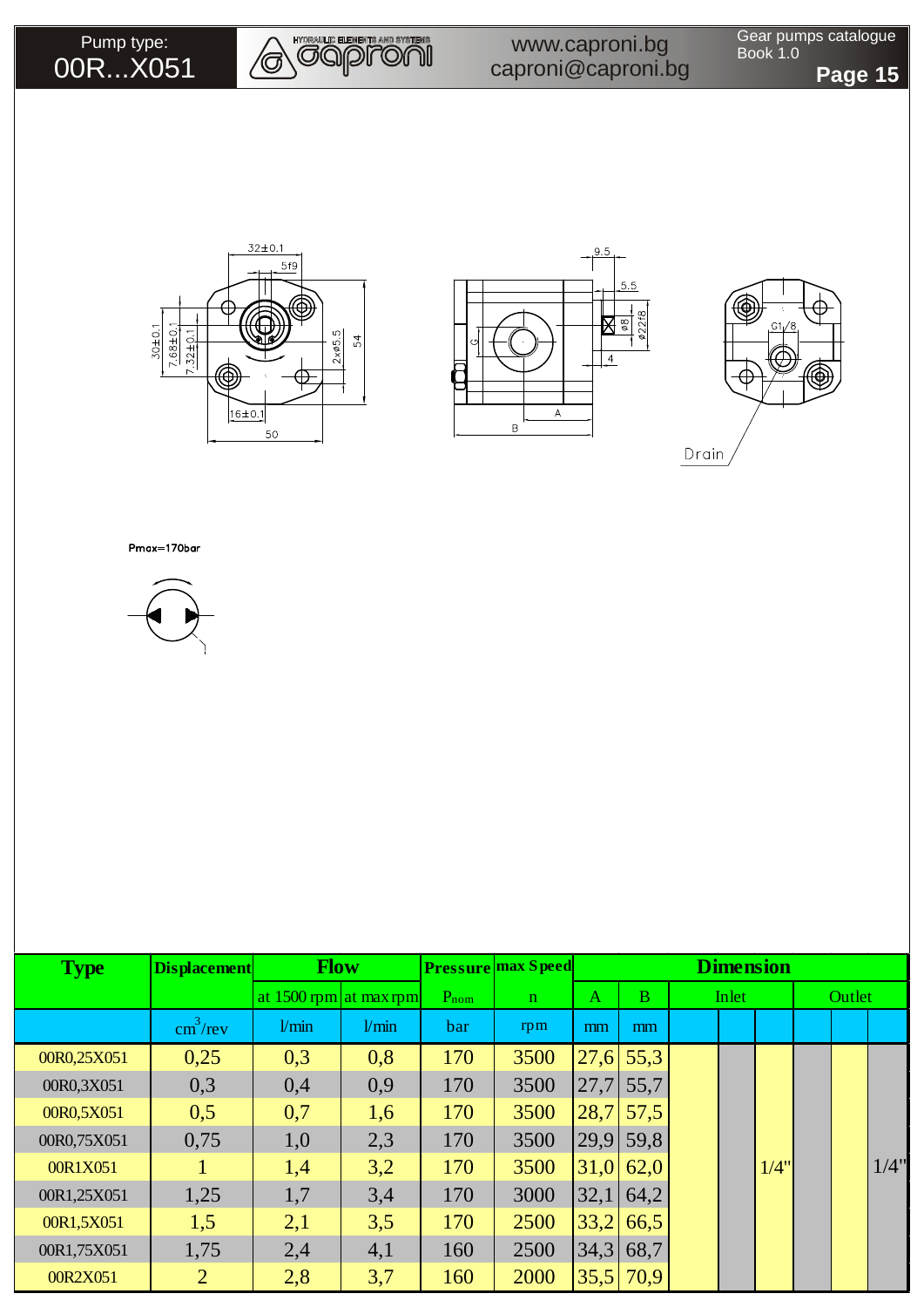Pmax=170bar

| Type | Displacement | Flow | | Pressure | max Speed | Dimension | | | | | | | |
|---|---|---|---|---|---|---|---|---|---|---|---|---|---|
| | | at 1500 rpm | at max rpm | $P_{nom}$ | n | A | B | Inlet | | | Outlet | | |
| | $cm^3$/rev | l/min | l/min | bar | rpm | mm | mm | | | | | | |
| 00R0,25X051 | 0,25 | 0,3 | 0,8 | 170 | 3500 | 27,6 | 55,3 | | | | | | |
| 00R0,3X051 | 0,3 | 0,4 | 0,9 | 170 | 3500 | 27,7 | 55,7 | | | | | | |
| 00R0,5X051 | 0,5 | 0,7 | 1,6 | 170 | 3500 | 28,7 | 57,5 | | | | | | |
| 00R0,75X051 | 0,75 | 1,0 | 2,3 | 170 | 3500 | 29,9 | 59,8 | | | | | | |
| 00R1X051 | 1 | 1,4 | 3,2 | 170 | 3500 | 31,0 | 62,0 | | | 1/4" | | | 1/4" |
| 00R1,25X051 | 1,25 | 1,7 | 3,4 | 170 | 3000 | 32,1 | 64,2 | | | | | | |
| 00R1,5X051 | 1,5 | 2,1 | 3,5 | 170 | 2500 | 33,2 | 66,5 | | | | | | |
| 00R1,75X051 | 1,75 | 2,4 | 4,1 | 160 | 2500 | 34,3 | 68,7 | | | | | | |
| 00R2X051 | 2 | 2,8 | 3,7 | 160 | 2000 | 35,5 | 70,9 | | | | | | |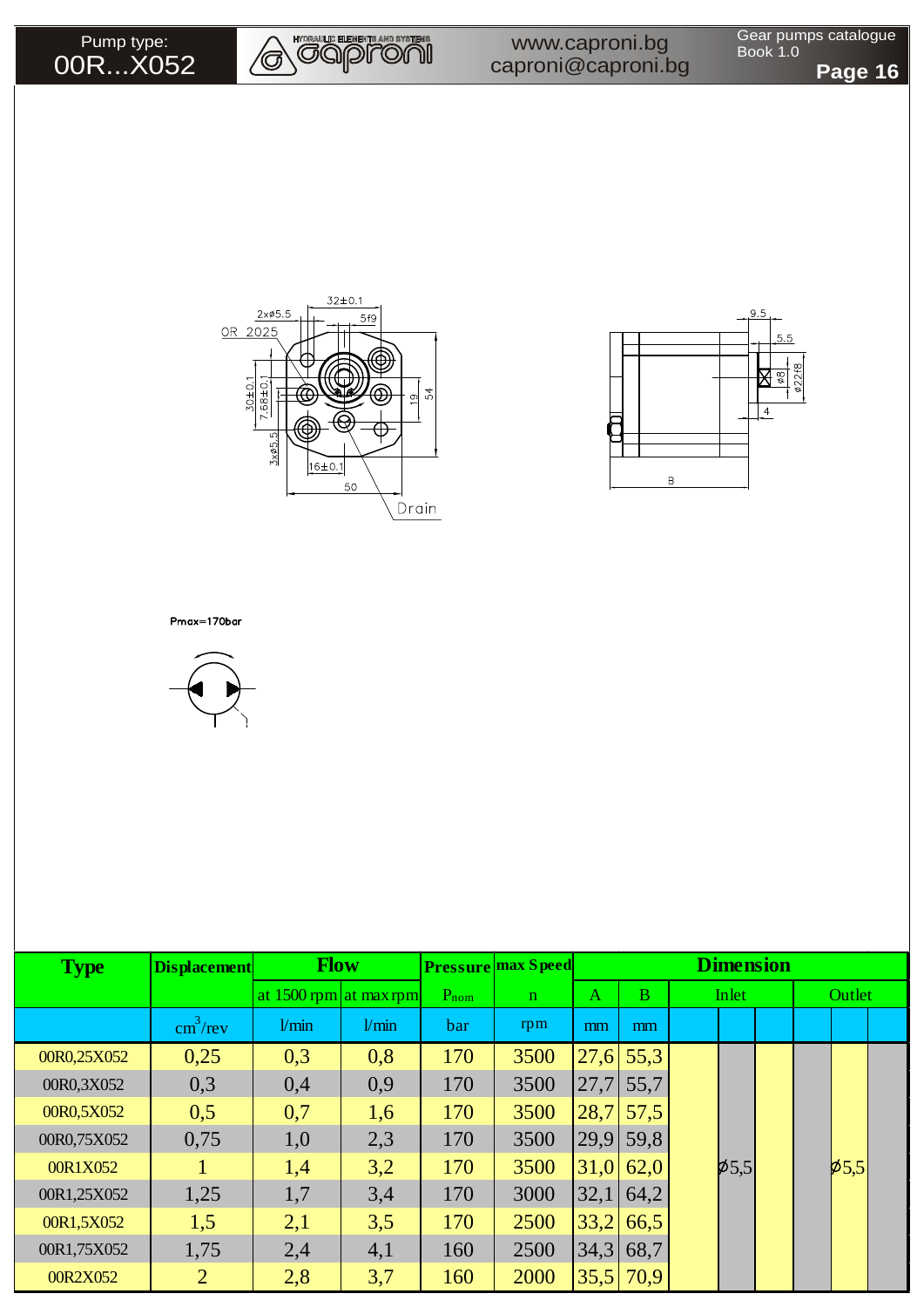Drain

Pmax=170bar

| Type | Displacement | Flow | | Pressure | max Speed | Dimension | | | |
|---|---|---|---|---|---|---|---|---|---|
| | | at 1500 rpm | at max rpm | $P_{nom}$ | n | A | B | Inlet | Outlet |
| | $cm^3/rev$ | l/min | l/min | bar | rpm | mm | mm | | |
| 00R0,25X052 | 0,25 | 0,3 | 0,8 | 170 | 3500 | 27,6 | 55,3 | | |
| 00R0,3X052 | 0,3 | 0,4 | 0,9 | 170 | 3500 | 27,7 | 55,7 | | |
| 00R0,5X052 | 0,5 | 0,7 | 1,6 | 170 | 3500 | 28,7 | 57,5 | | |
| 00R0,75X052 | 0,75 | 1,0 | 2,3 | 170 | 3500 | 29,9 | 59,8 | | |
| 00R1X052 | 1 | 1,4 | 3,2 | 170 | 3500 | 31,0 | 62,0 | Ø5,5 | Ø5,5 |
| 00R1,25X052 | 1,25 | 1,7 | 3,4 | 170 | 3000 | 32,1 | 64,2 | | |
| 00R1,5X052 | 1,5 | 2,1 | 3,5 | 170 | 2500 | 33,2 | 66,5 | | |
| 00R1,75X052 | 1,75 | 2,4 | 4,1 | 160 | 2500 | 34,3 | 68,7 | | |
| 00R2X052 | 2 | 2,8 | 3,7 | 160 | 2000 | 35,5 | 70,9 | | |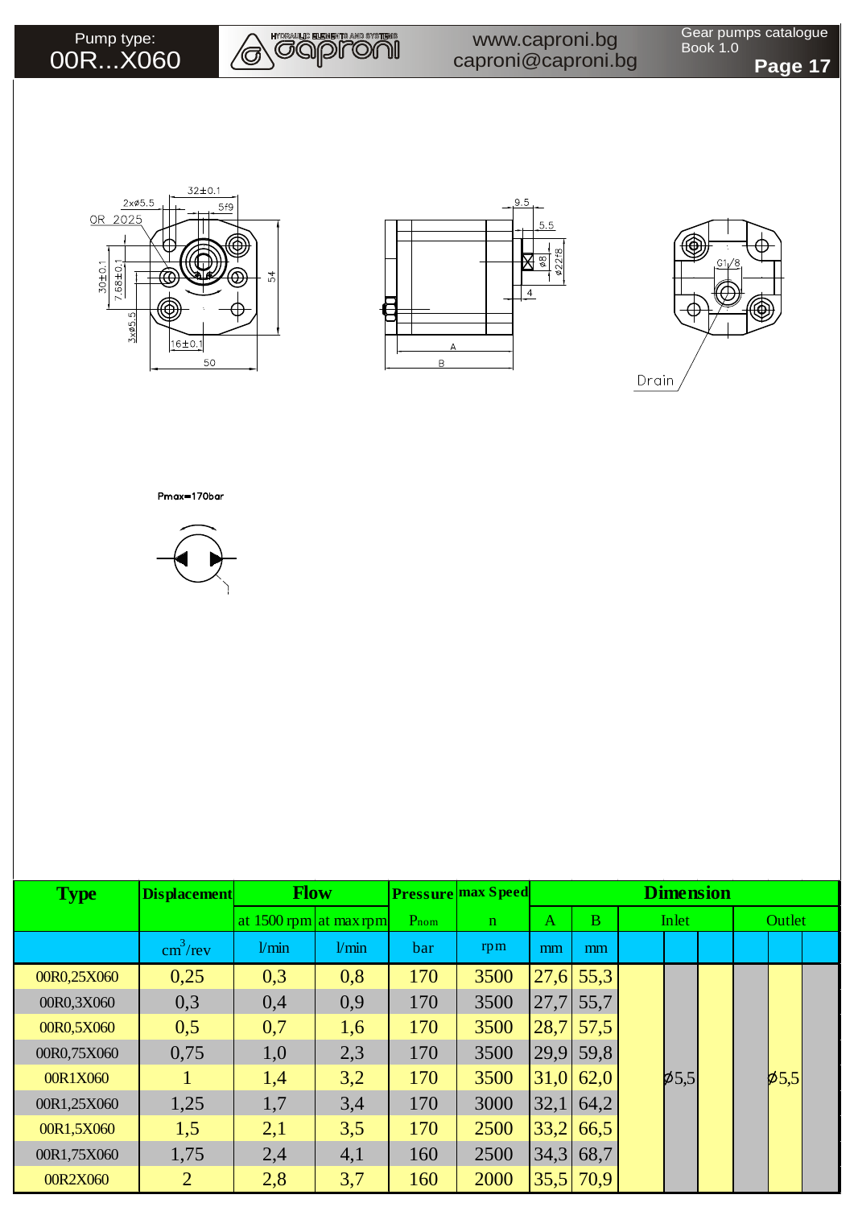32±0.1

2xø5.5

5f9

OR 2025

30±0.1

7.68±0.1

54

3xø5.5

16±0.1

50

9.5

5.5

ø8

ø22f8

4

A

B

G1/8

Drain

Pmax=170bar

| Type | Displacement | Flow | | Pressure | max Speed | Dimension | | | |
|---|---|---|---|---|---|---|---|---|---|
| | | at 1500 rpm | at max rpm | $P_{nom}$ | n | A | B | Inlet | Outlet |
| | $cm^3/rev$ | l/min | l/min | bar | rpm | mm | mm | | |
| 00R0,25X060 | 0,25 | 0,3 | 0,8 | 170 | 3500 | 27,6 | 55,3 | ø5,5 | ø5,5 |
| 00R0,3X060 | 0,3 | 0,4 | 0,9 | 170 | 3500 | 27,7 | 55,7 | ø5,5 | ø5,5 |
| 00R0,5X060 | 0,5 | 0,7 | 1,6 | 170 | 3500 | 28,7 | 57,5 | ø5,5 | ø5,5 |
| 00R0,75X060 | 0,75 | 1,0 | 2,3 | 170 | 3500 | 29,9 | 59,8 | ø5,5 | ø5,5 |
| 00R1X060 | 1 | 1,4 | 3,2 | 170 | 3500 | 31,0 | 62,0 | ø5,5 | ø5,5 |
| 00R1,25X060 | 1,25 | 1,7 | 3,4 | 170 | 3000 | 32,1 | 64,2 | ø5,5 | ø5,5 |
| 00R1,5X060 | 1,5 | 2,1 | 3,5 | 170 | 2500 | 33,2 | 66,5 | ø5,5 | ø5,5 |
| 00R1,75X060 | 1,75 | 2,4 | 4,1 | 160 | 2500 | 34,3 | 68,7 | ø5,5 | ø5,5 |
| 00R2X060 | 2 | 2,8 | 3,7 | 160 | 2000 | 35,5 | 70,9 | ø5,5 | ø5,5 |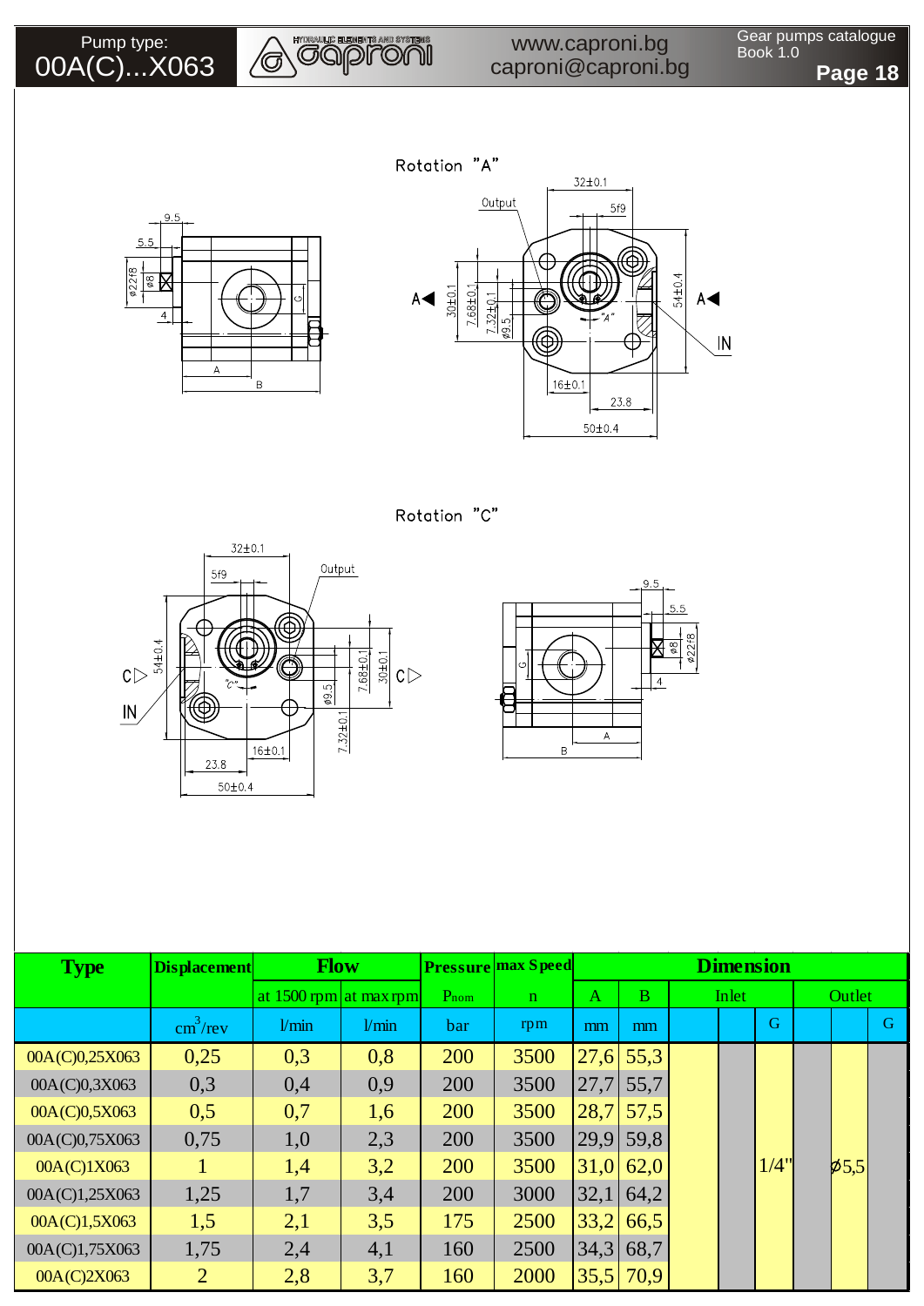Rotation "A"

Output

32±0.1

5f9

9.5

5.5

ø22f8

ø8

4

G

A

B

30±0.1

7.68±0.1

7.32±0.1

ø9.5

54±0.4

A◀

A◀

"A"

IN

16±0.1

23.8

50±0.4

Rotation "C"

32±0.1

5f9

Output

54±0.4

C▷

IN

"C"

ø9.5

7.68±0.1

30±0.1

C▷

7.32±0.1

16±0.1

23.8

50±0.4

9.5

5.5

ø8

ø22f8

G

4

A

B

| Type | Displacement | Flow | | Pressure | max Speed | Dimension | | | | | | | |
|---|---|---|---|---|---|---|---|---|---|---|---|---|---|
| | | at 1500 rpm | at max rpm | $P_{nom}$ | n | A | B | Inlet | | | Outlet | | |
| | $cm^3$/rev | l/min | l/min | bar | rpm | mm | mm | | | G | | | G |
| 00A(C)0,25X063 | 0,25 | 0,3 | 0,8 | 200 | 3500 | 27,6 | 55,3 | | | | | | |
| 00A(C)0,3X063 | 0,3 | 0,4 | 0,9 | 200 | 3500 | 27,7 | 55,7 | | | | | | |
| 00A(C)0,5X063 | 0,5 | 0,7 | 1,6 | 200 | 3500 | 28,7 | 57,5 | | | | | | |
| 00A(C)0,75X063 | 0,75 | 1,0 | 2,3 | 200 | 3500 | 29,9 | 59,8 | | | | | | |
| 00A(C)1X063 | 1 | 1,4 | 3,2 | 200 | 3500 | 31,0 | 62,0 | | | 1/4" | | ø5,5 | |
| 00A(C)1,25X063 | 1,25 | 1,7 | 3,4 | 200 | 3000 | 32,1 | 64,2 | | | | | | |
| 00A(C)1,5X063 | 1,5 | 2,1 | 3,5 | 175 | 2500 | 33,2 | 66,5 | | | | | | |
| 00A(C)1,75X063 | 1,75 | 2,4 | 4,1 | 160 | 2500 | 34,3 | 68,7 | | | | | | |
| 00A(C)2X063 | 2 | 2,8 | 3,7 | 160 | 2000 | 35,5 | 70,9 | | | | | | |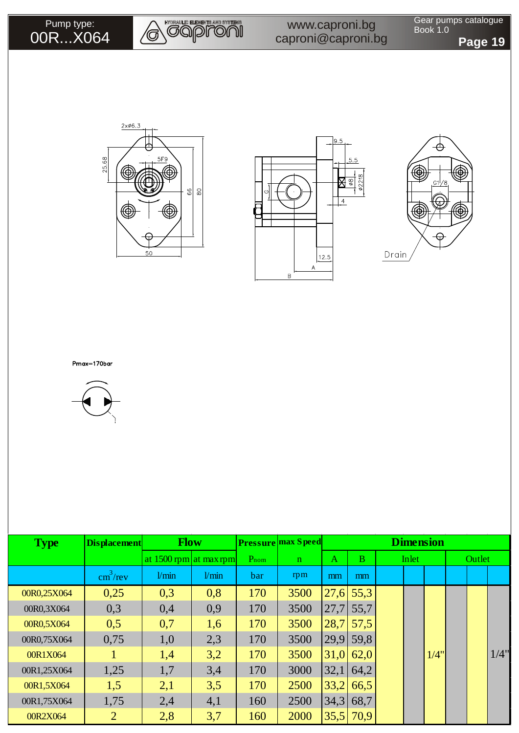2x⌀6.3

25.68

5F9

66

80

50

9.5

5.5

⌀8

⌀22f8

4

G

12.5

A

B

G1/8

Drain

Pmax=170bar

| Type | Displacement | Flow | | Pressure | max Speed | Dimension | | | |
|---|---|---|---|---|---|---|---|---|---|
| | | at 1500 rpm | at max rpm | $P_{nom}$ | n | A | B | Inlet | Outlet |
| | $cm^3/rev$ | l/min | l/min | bar | rpm | mm | mm | | |
| 00R0,25X064 | 0,25 | 0,3 | 0,8 | 170 | 3500 | 27,6 | 55,3 | 1/4" | 1/4" |
| 00R0,3X064 | 0,3 | 0,4 | 0,9 | 170 | 3500 | 27,7 | 55,7 | 1/4" | 1/4" |
| 00R0,5X064 | 0,5 | 0,7 | 1,6 | 170 | 3500 | 28,7 | 57,5 | 1/4" | 1/4" |
| 00R0,75X064 | 0,75 | 1,0 | 2,3 | 170 | 3500 | 29,9 | 59,8 | 1/4" | 1/4" |
| 00R1X064 | 1 | 1,4 | 3,2 | 170 | 3500 | 31,0 | 62,0 | 1/4" | 1/4" |
| 00R1,25X064 | 1,25 | 1,7 | 3,4 | 170 | 3000 | 32,1 | 64,2 | 1/4" | 1/4" |
| 00R1,5X064 | 1,5 | 2,1 | 3,5 | 170 | 2500 | 33,2 | 66,5 | 1/4" | 1/4" |
| 00R1,75X064 | 1,75 | 2,4 | 4,1 | 160 | 2500 | 34,3 | 68,7 | 1/4" | 1/4" |
| 00R2X064 | 2 | 2,8 | 3,7 | 160 | 2000 | 35,5 | 70,9 | 1/4" | 1/4" |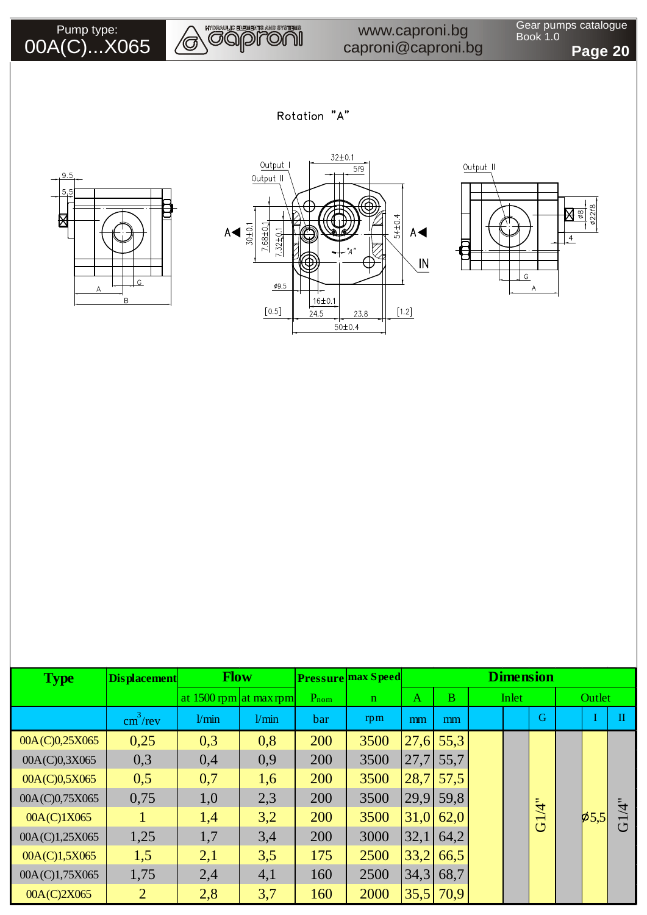Rotation "A"

Output I

Output II

32±0.1

5f9

A

30±0.1

7.68±0.1

7.32±0.1

54±0.4

A

IN

"A"

ø9.5

16±0.1

[0.5]

24.5

23.8

[1.2]

50±0.4

9.5

5.5

A

G

B

Output II

ø8

ø22f8

4

G

A

| Type | Displacement | Flow | | Pressure | max Speed | Dimension | | | | | | | |
|---|---|---|---|---|---|---|---|---|---|---|---|---|---|
| | | at 1500 rpm | at max rpm | $P_{nom}$ | n | A | B | Inlet | | | Outlet | | |
| | $cm^3/rev$ | l/min | l/min | bar | rpm | mm | mm | | | G | | I | II |
| 00A(C)0,25X065 | 0,25 | 0,3 | 0,8 | 200 | 3500 | 27,6 | 55,3 | | | G1/4" | | ø5,5 | G1/4" |
| 00A(C)0,3X065 | 0,3 | 0,4 | 0,9 | 200 | 3500 | 27,7 | 55,7 | | | | | | |
| 00A(C)0,5X065 | 0,5 | 0,7 | 1,6 | 200 | 3500 | 28,7 | 57,5 | | | | | | |
| 00A(C)0,75X065 | 0,75 | 1,0 | 2,3 | 200 | 3500 | 29,9 | 59,8 | | | | | | |
| 00A(C)1X065 | 1 | 1,4 | 3,2 | 200 | 3500 | 31,0 | 62,0 | | | | | | |
| 00A(C)1,25X065 | 1,25 | 1,7 | 3,4 | 200 | 3000 | 32,1 | 64,2 | | | | | | |
| 00A(C)1,5X065 | 1,5 | 2,1 | 3,5 | 175 | 2500 | 33,2 | 66,5 | | | | | | |
| 00A(C)1,75X065 | 1,75 | 2,4 | 4,1 | 160 | 2500 | 34,3 | 68,7 | | | | | | |
| 00A(C)2X065 | 2 | 2,8 | 3,7 | 160 | 2000 | 35,5 | 70,9 | | | | | | |